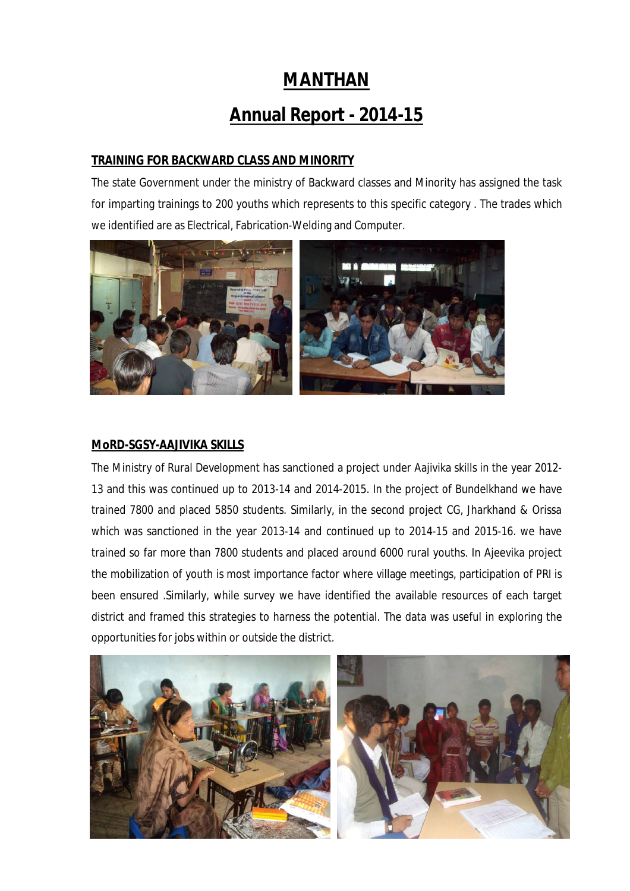# MANTHAN

# Annual Report - 2014-15

## TRAINING FOR BACKWARD CLASS AND MINORITY

The state Government under the ministry of Backward classes and Minority has assigned the task for imparting trainings to 200 youths which represents to this specific category . The trades which we identified are as Electrical, Fabrication-Welding and Computer.

## MoRD-SGSY-AAJIVIKA SKILLS

The Ministry of Rural Development has sanctioned a project under Aajivika skills in the year 2012-13 and this was continued up to 2013-14 and 2014-2015. In the project of Bundelkhand we have trained 7800 and placed 5850 students. Similarly, in the second project CG, Jharkhand & Orissa which was sanctioned in the year 2013-14 and continued up to 2014-15 and 2015-16. we have trained so far more than 7800 students and placed around 6000 rural youths. In Ajeevika project the mobilization of youth is most importance factor where village meetings, participation of PRI is been ensured .Similarly, while survey we have identified the available resources of each target district and framed this strategies to harness the potential. The data was useful in exploring the opportunities for jobs within or outside the district.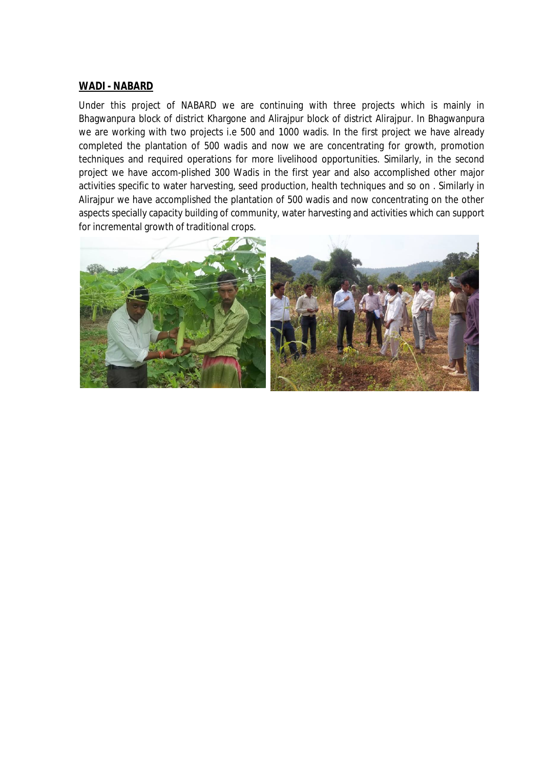## WADI - NABARD

Under this project of NABARD we are continuing with three projects which is mainly in Bhagwanpura block of district Khargone and Alirajpur block of district Alirajpur. In Bhagwanpura we are working with two projects i.e 500 and 1000 wadis. In the first project we have already completed the plantation of 500 wadis and now we are concentrating for growth, promotion techniques and required operations for more livelihood opportunities. Similarly, in the second project we have accom-plished 300 Wadis in the first year and also accomplished other major activities specific to water harvesting, seed production, health techniques and so on . Similarly in Alirajpur we have accomplished the plantation of 500 wadis and now concentrating on the other aspects specially capacity building of community, water harvesting and activities which can support for incremental growth of traditional crops.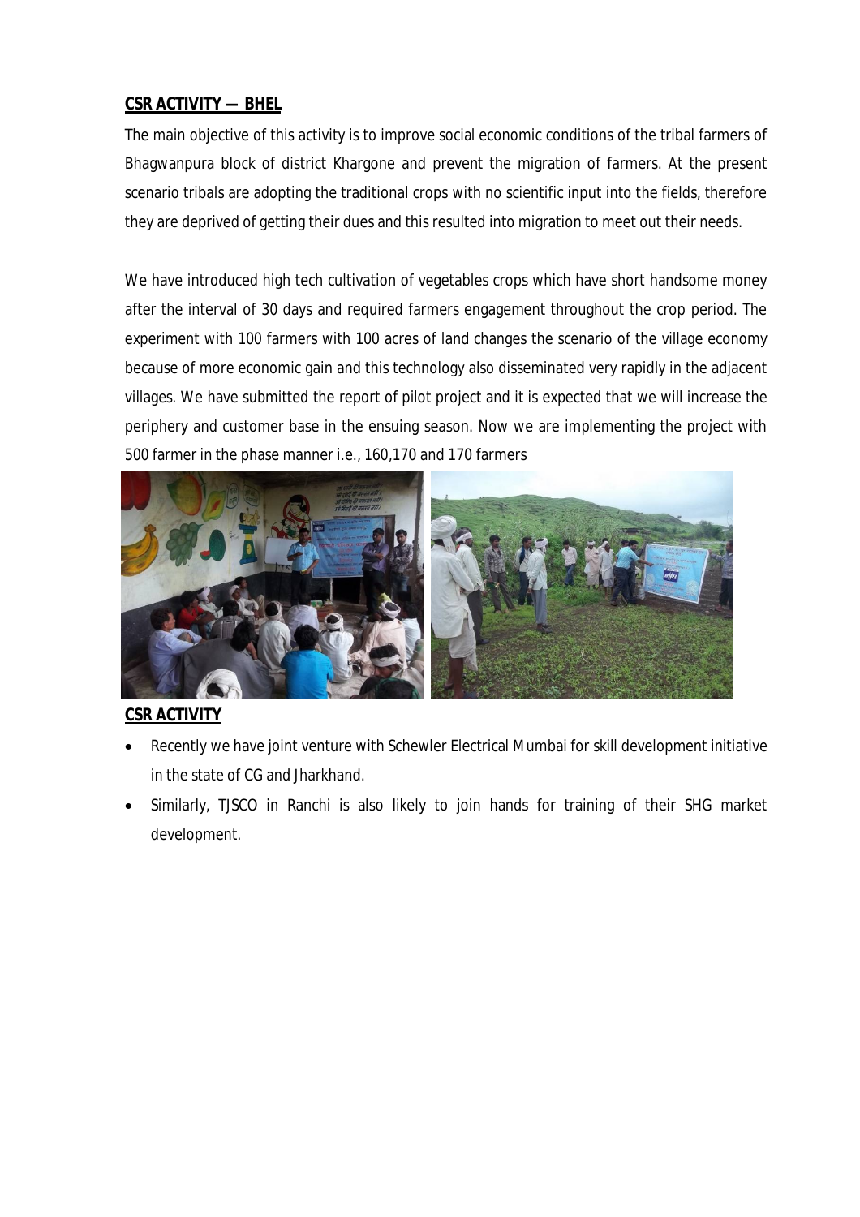**CSR ACTIVITY — BHEL**

The main objective of this activity is to improve social economic conditions of the tribal farmers of Bhagwanpura block of district Khargone and prevent the migration of farmers. At the present scenario tribals are adopting the traditional crops with no scientific input into the fields, therefore they are deprived of getting their dues and this resulted into migration to meet out their needs.

We have introduced high tech cultivation of vegetables crops which have short handsome money after the interval of 30 days and required farmers engagement throughout the crop period. The experiment with 100 farmers with 100 acres of land changes the scenario of the village economy because of more economic gain and this technology also disseminated very rapidly in the adjacent villages. We have submitted the report of pilot project and it is expected that we will increase the periphery and customer base in the ensuing season. Now we are implementing the project with 500 farmer in the phase manner i.e., 160,170 and 170 farmers

**CSR ACTIVITY**

- Recently we have joint venture with Schewler Electrical Mumbai for skill development initiative in the state of CG and Jharkhand.
- Similarly, TJSCO in Ranchi is also likely to join hands for training of their SHG market development.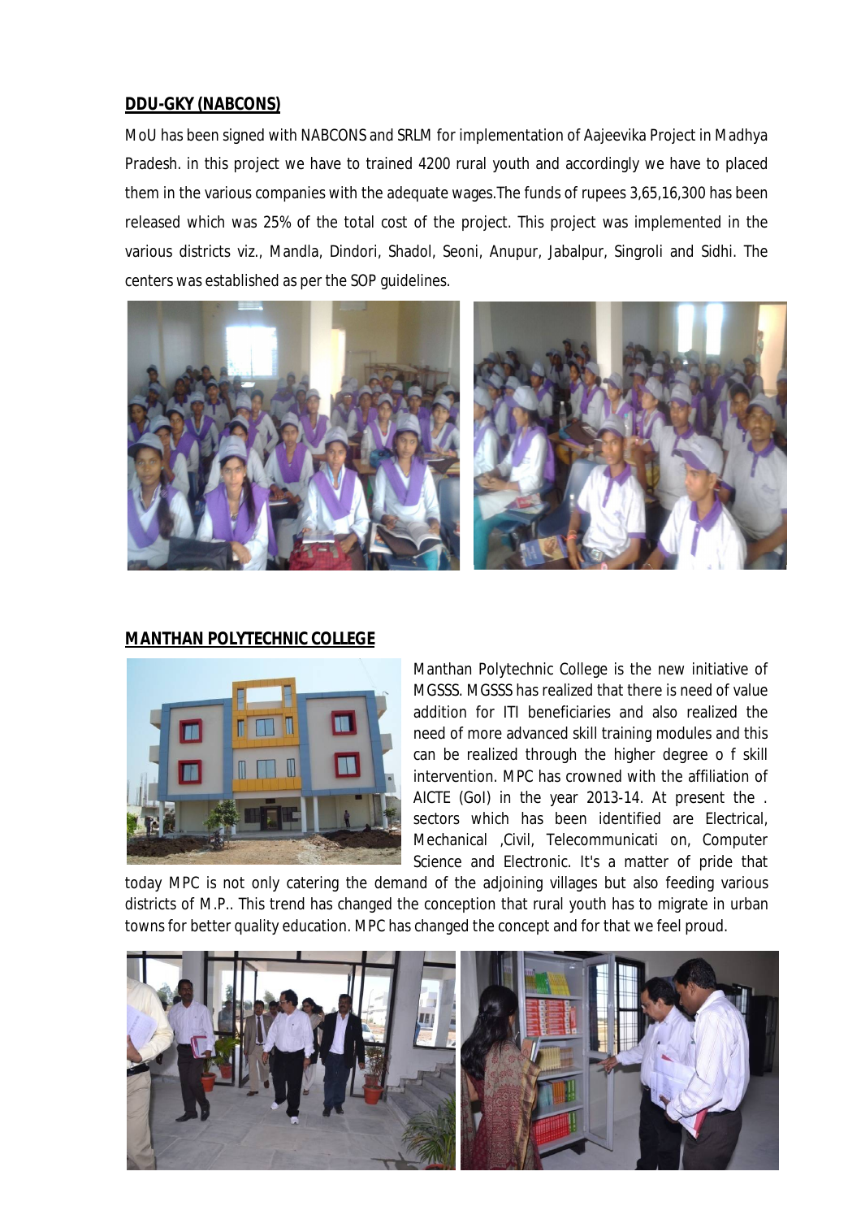**DDU-GKY (NABCONS)**

MoU has been signed with NABCONS and SRLM for implementation of Aajeevika Project in Madhya Pradesh. in this project we have to trained 4200 rural youth and accordingly we have to placed them in the various companies with the adequate wages.The funds of rupees 3,65,16,300 has been released which was 25% of the total cost of the project. This project was implemented in the various districts viz., Mandla, Dindori, Shadol, Seoni, Anupur, Jabalpur, Singroli and Sidhi. The centers was established as per the SOP guidelines.

**MANTHAN POLYTECHNIC COLLEGE**

Manthan Polytechnic College is the new initiative of MGSSS. MGSSS has realized that there is need of value addition for ITI beneficiaries and also realized the need of more advanced skill training modules and this can be realized through the higher degree o f skill intervention. MPC has crowned with the affiliation of AICTE (GoI) in the year 2013-14. At present the . sectors which has been identified are Electrical, Mechanical ,Civil, Telecommunicati on, Computer Science and Electronic. It's a matter of pride that today MPC is not only catering the demand of the adjoining villages but also feeding various districts of M.P.. This trend has changed the conception that rural youth has to migrate in urban towns for better quality education. MPC has changed the concept and for that we feel proud.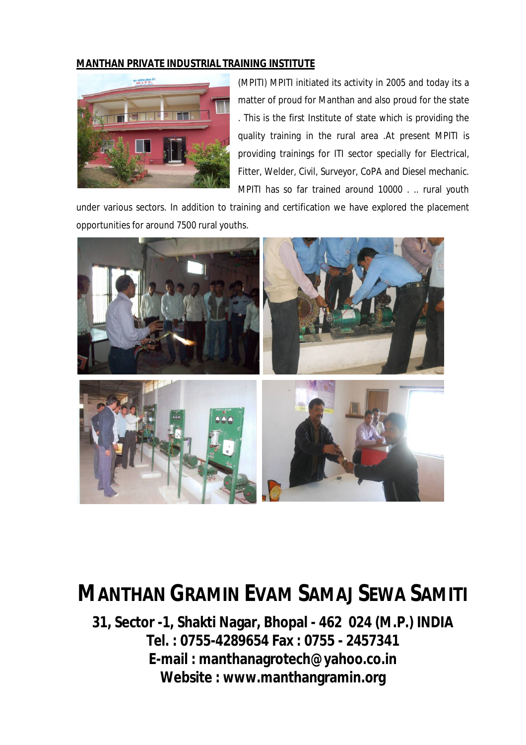**MANTHAN PRIVATE INDUSTRIAL TRAINING INSTITUTE**

(MPITI) MPITI initiated its activity in 2005 and today its a matter of proud for Manthan and also proud for the state . This is the first Institute of state which is providing the quality training in the rural area .At present MPITI is providing trainings for ITI sector specially for Electrical, Fitter, Welder, Civil, Surveyor, CoPA and Diesel mechanic. MPITI has so far trained around 10000 . .. rural youth under various sectors. In addition to training and certification we have explored the placement opportunities for around 7500 rural youths.

# MANTHAN GRAMIN EVAM SAMAJ SEWA SAMITI

**31, Sector -1, Shakti Nagar, Bhopal - 462 024 (M.P.) INDIA**
**Tel. : 0755-4289654 Fax : 0755 - 2457341**
**E-mail : manthanagrotech@yahoo.co.in**
**Website : www.manthangramin.org**